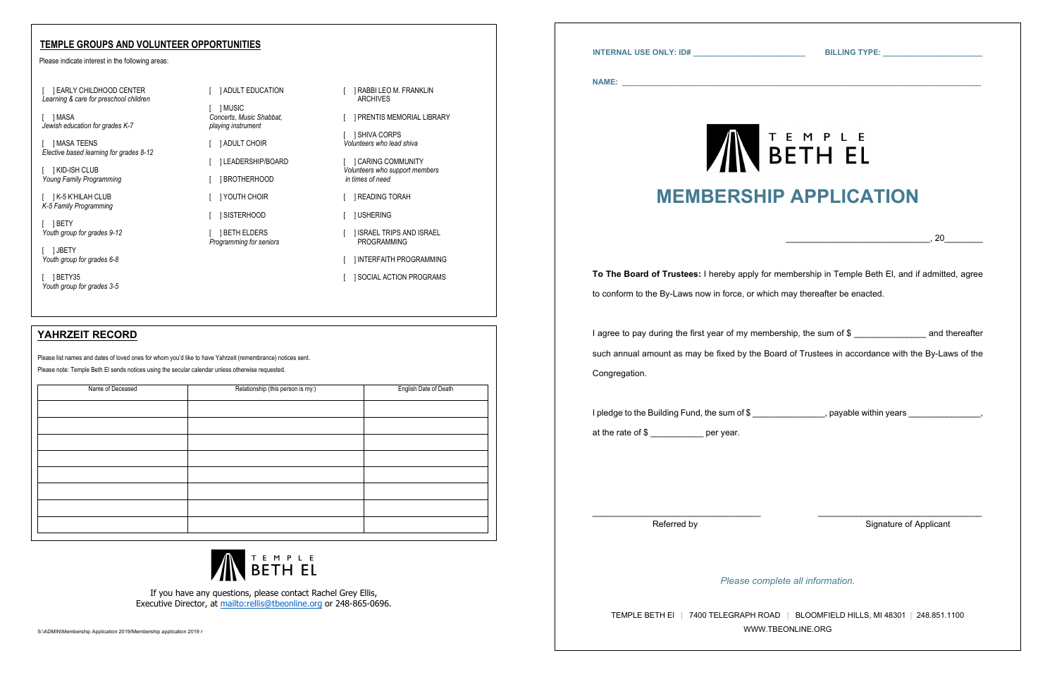## TEMPLE GROUPS AND VOLUNTEER OPPORTUNITIES

Please indicate interest in the following areas:

[ ] EARLY CHILDHOOD CENTER
*Learning & care for preschool children*

[ ] MASA
*Jewish education for grades K-7*

[ ] MASA TEENS
*Elective based learning for grades 8-12*

[ ] KID-ISH CLUB
*Young Family Programming*

[ ] K-5 K'HILAH CLUB
*K-5 Family Programming*

[ ] BETY
*Youth group for grades 9-12*

[ ] JBETY
*Youth group for grades 6-8*

[ ] BETY35
*Youth group for grades 3-5*

[ ] ADULT EDUCATION

[ ] MUSIC
*Concerts, Music Shabbat, playing instrument*

[ ] ADULT CHOIR

[ ] LEADERSHIP/BOARD

[ ] BROTHERHOOD

[ ] YOUTH CHOIR

[ ] SISTERHOOD

[ ] BETH ELDERS
*Programming for seniors*

[ ] RABBI LEO M. FRANKLIN ARCHIVES

[ ] PRENTIS MEMORIAL LIBRARY

[ ] SHIVA CORPS
*Volunteers who lead shiva*

[ ] CARING COMMUNITY
*Volunteers who support members in times of need*

[ ] READING TORAH

[ ] USHERING

[ ] ISRAEL TRIPS AND ISRAEL PROGRAMMING

[ ] INTERFAITH PROGRAMMING

[ ] SOCIAL ACTION PROGRAMS

## YAHRZEIT RECORD

Please list names and dates of loved ones for whom you'd like to have Yahrzeit (remembrance) notices sent.

Please note: Temple Beth El sends notices using the secular calendar unless otherwise requested.

| Name of Deceased | Relationship (this person is my:) | English Date of Death |
|---|---|---|
| | | |
| | | |
| | | |
| | | |
| | | |
| | | |
| | | |
| | | |

TEMPLE BETH EL

If you have any questions, please contact Rachel Grey Ellis, Executive Director, at mailto:rellis@tbeonline.org or 248-865-0696.

S:\ADMIN\Membership Application 2019\Membership application 2019 r

**INTERNAL USE ONLY: ID#** ______________________ **BILLING TYPE:** ____________________

**NAME:** ____________________________________________________________

TEMPLE BETH EL

# MEMBERSHIP APPLICATION

___________________________, 20_______

**To The Board of Trustees:** I hereby apply for membership in Temple Beth El, and if admitted, agree to conform to the By-Laws now in force, or which may thereafter be enacted.

I agree to pay during the first year of my membership, the sum of $ _____________ and thereafter such annual amount as may be fixed by the Board of Trustees in accordance with the By-Laws of the Congregation.

I pledge to the Building Fund, the sum of $ _____________, payable within years _____________, at the rate of $ __________ per year.

______________________________ ______________________________
Referred by Signature of Applicant

*Please complete all information.*

TEMPLE BETH El | 7400 TELEGRAPH ROAD | BLOOMFIELD HILLS, MI 48301 | 248.851.1100
WWW.TBEONLINE.ORG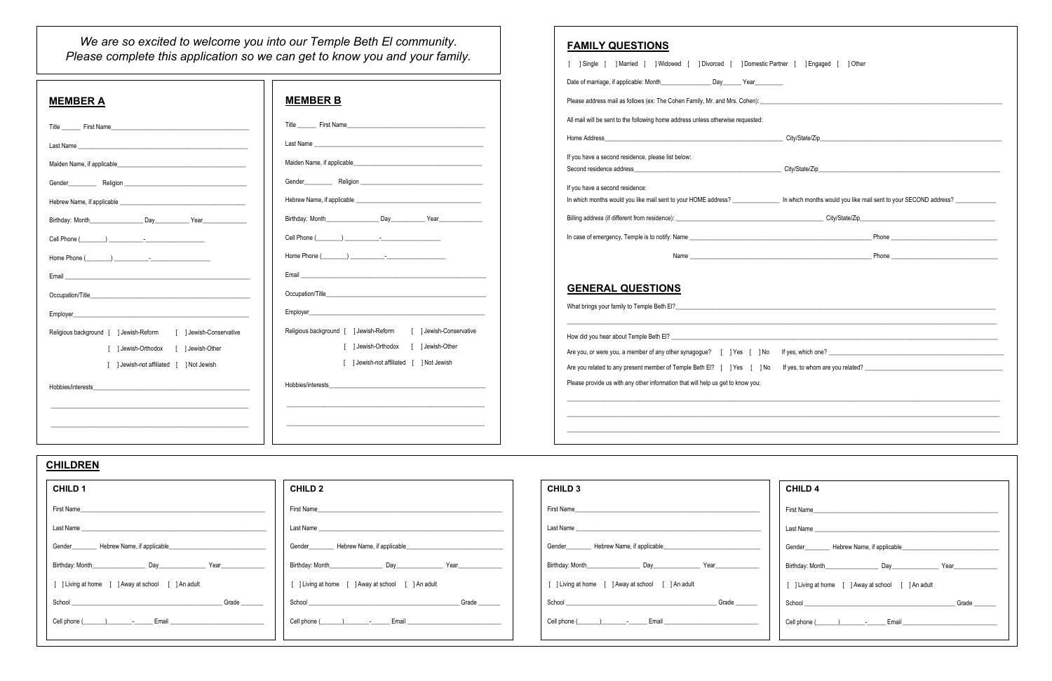*We are so excited to welcome you into our Temple Beth El community.*
*Please complete this application so we can get to know you and your family.*

## MEMBER A

Title ______ First Name________________________________________

Last Name ______________________________________________

Maiden Name, if applicable________________________________

Gender_________ Religion ______________________________

Hebrew Name, if applicable ________________________________

Birthday: Month_______________ Day__________ Year____________

Cell Phone (________) __________-_________________

Home Phone (________) __________-_________________

Email ________________________________________________

Occupation/Title_______________________________________

Employer____________________________________________

Religious background [ ] Jewish-Reform [ ] Jewish-Conservative

[ ] Jewish-Orthodox [ ] Jewish-Other

[ ] Jewish-not affiliated [ ] Not Jewish

Hobbies/interests_______________________________________

______________________________________________________

______________________________________________________

## MEMBER B

Title ______ First Name________________________________________

Last Name ______________________________________________

Maiden Name, if applicable________________________________

Gender_________ Religion ______________________________

Hebrew Name, if applicable ________________________________

Birthday: Month_______________ Day__________ Year____________

Cell Phone (________) __________-_________________

Home Phone (________) __________-_________________

Email ________________________________________________

Occupation/Title_______________________________________

Employer____________________________________________

Religious background [ ] Jewish-Reform [ ] Jewish-Conservative

[ ] Jewish-Orthodox [ ] Jewish-Other

[ ] Jewish-not affiliated [ ] Not Jewish

Hobbies/interests_______________________________________

______________________________________________________

______________________________________________________

## FAMILY QUESTIONS

[ ] Single [ ] Married [ ] Widowed [ ] Divorced [ ] Domestic Partner [ ] Engaged [ ] Other

Date of marriage, if applicable: Month_______________ Day______ Year________

Please address mail as follows (ex: The Cohen Family, Mr. and Mrs. Cohen): ______________________________

All mail will be sent to the following home address unless otherwise requested:

Home Address________________________________________ City/State/Zip______________________________

If you have a second residence, please list below:

Second residence address________________________________ City/State/Zip______________________________

If you have a second residence:

In which months would you like mail sent to your HOME address? ______________ In which months would you like mail sent to your SECOND address? ____________

Billing address (if different from residence): ________________________________ City/State/Zip______________________________

In case of emergency, Temple is to notify: Name ________________________________ Phone ______________________

Name ________________________________ Phone ______________________

## GENERAL QUESTIONS

What brings your family to Temple Beth El?______________________________________________________

______________________________________________________________________________

How did you hear about Temple Beth El? ______________________________________________________

Are you, or were you, a member of any other synagogue? [ ] Yes [ ] No If yes, which one? ______________________________

Are you related to any present member of Temple Beth El? [ ] Yes [ ] No If yes, to whom are you related? ______________________

Please provide us with any other information that will help us get to know you:

______________________________________________________________________________

______________________________________________________________________________

______________________________________________________________________________

## CHILDREN

### CHILD 1

First Name______________________________________________

Last Name ______________________________________________

Gender________ Hebrew Name, if applicable___________________________

Birthday: Month_______________ Day______________ Year_____________

[ ] Living at home [ ] Away at school [ ] An adult

School ____________________________________________ Grade ______

Cell phone (_______)________-______ Email ___________________________

### CHILD 2

First Name______________________________________________

Last Name ______________________________________________

Gender________ Hebrew Name, if applicable___________________________

Birthday: Month_______________ Day______________ Year_____________

[ ] Living at home [ ] Away at school [ ] An adult

School ____________________________________________ Grade ______

Cell phone (_______)________-______ Email ___________________________

### CHILD 3

First Name______________________________________________

Last Name ______________________________________________

Gender________ Hebrew Name, if applicable___________________________

Birthday: Month_______________ Day______________ Year_____________

[ ] Living at home [ ] Away at school [ ] An adult

School ____________________________________________ Grade ______

Cell phone (_______)________-______ Email ___________________________

### CHILD 4

First Name______________________________________________

Last Name ______________________________________________

Gender________ Hebrew Name, if applicable___________________________

Birthday: Month_______________ Day______________ Year_____________

[ ] Living at home [ ] Away at school [ ] An adult

School ____________________________________________ Grade ______

Cell phone (_______)________-______ Email ___________________________